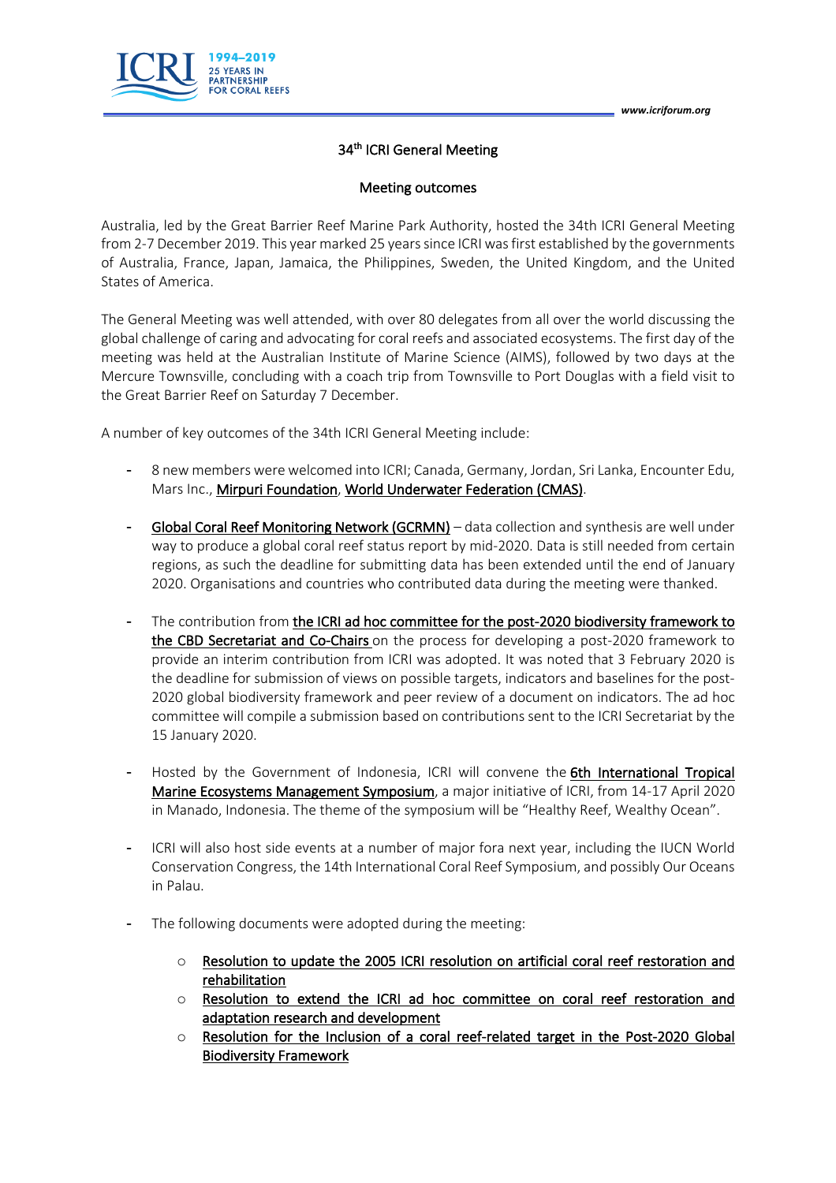# 34th ICRI General Meeting

## Meeting outcomes

Australia, led by the Great Barrier Reef Marine Park Authority, hosted the 34th ICRI General Meeting from 2-7 December 2019. This year marked 25 years since ICRI was first established by the governments of Australia, France, Japan, Jamaica, the Philippines, Sweden, the United Kingdom, and the United States of America.

The General Meeting was well attended, with over 80 delegates from all over the world discussing the global challenge of caring and advocating for coral reefs and associated ecosystems. The first day of the meeting was held at the Australian Institute of Marine Science (AIMS), followed by two days at the Mercure Townsville, concluding with a coach trip from Townsville to Port Douglas with a field visit to the Great Barrier Reef on Saturday 7 December.

A number of key outcomes of the 34th ICRI General Meeting include:

- 8 new members were welcomed into ICRI; Canada, Germany, Jordan, Sri Lanka, Encounter Edu, Mars Inc., Mirpuri Foundation, World Underwater Federation (CMAS).
- Global Coral Reef Monitoring Network (GCRMN) – data collection and synthesis are well under way to produce a global coral reef status report by mid-2020. Data is still needed from certain regions, as such the deadline for submitting data has been extended until the end of January 2020. Organisations and countries who contributed data during the meeting were thanked.
- The contribution from the ICRI ad hoc committee for the post-2020 biodiversity framework to the CBD Secretariat and Co-Chairs on the process for developing a post-2020 framework to provide an interim contribution from ICRI was adopted. It was noted that 3 February 2020 is the deadline for submission of views on possible targets, indicators and baselines for the post-2020 global biodiversity framework and peer review of a document on indicators. The ad hoc committee will compile a submission based on contributions sent to the ICRI Secretariat by the 15 January 2020.
- Hosted by the Government of Indonesia, ICRI will convene the 6th International Tropical Marine Ecosystems Management Symposium, a major initiative of ICRI, from 14-17 April 2020 in Manado, Indonesia. The theme of the symposium will be "Healthy Reef, Wealthy Ocean".
- ICRI will also host side events at a number of major fora next year, including the IUCN World Conservation Congress, the 14th International Coral Reef Symposium, and possibly Our Oceans in Palau.
- The following documents were adopted during the meeting:
  - Resolution to update the 2005 ICRI resolution on artificial coral reef restoration and rehabilitation
  - Resolution to extend the ICRI ad hoc committee on coral reef restoration and adaptation research and development
  - Resolution for the Inclusion of a coral reef-related target in the Post-2020 Global Biodiversity Framework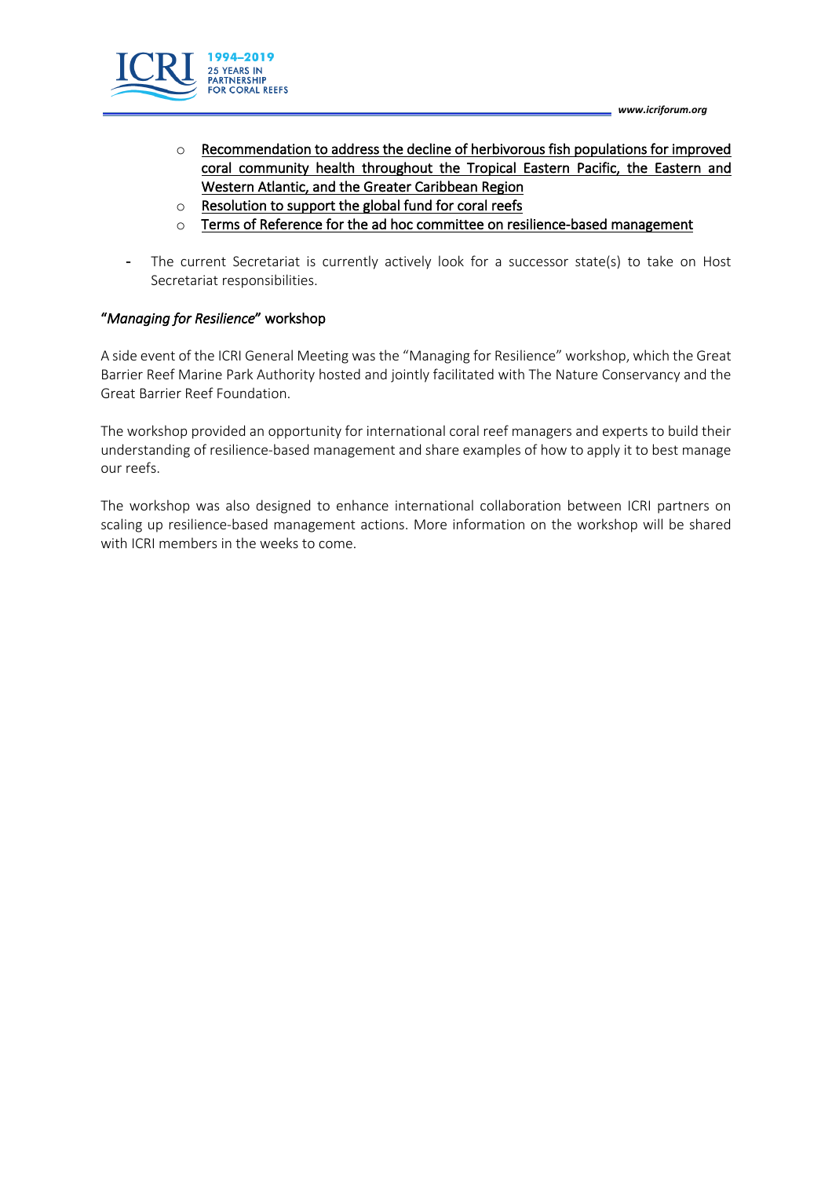- Recommendation to address the decline of herbivorous fish populations for improved coral community health throughout the Tropical Eastern Pacific, the Eastern and Western Atlantic, and the Greater Caribbean Region
   - Resolution to support the global fund for coral reefs
   - Terms of Reference for the ad hoc committee on resilience-based management

- The current Secretariat is currently actively look for a successor state(s) to take on Host Secretariat responsibilities.

### "*Managing for Resilience*" workshop

A side event of the ICRI General Meeting was the "Managing for Resilience" workshop, which the Great Barrier Reef Marine Park Authority hosted and jointly facilitated with The Nature Conservancy and the Great Barrier Reef Foundation.

The workshop provided an opportunity for international coral reef managers and experts to build their understanding of resilience-based management and share examples of how to apply it to best manage our reefs.

The workshop was also designed to enhance international collaboration between ICRI partners on scaling up resilience-based management actions. More information on the workshop will be shared with ICRI members in the weeks to come.